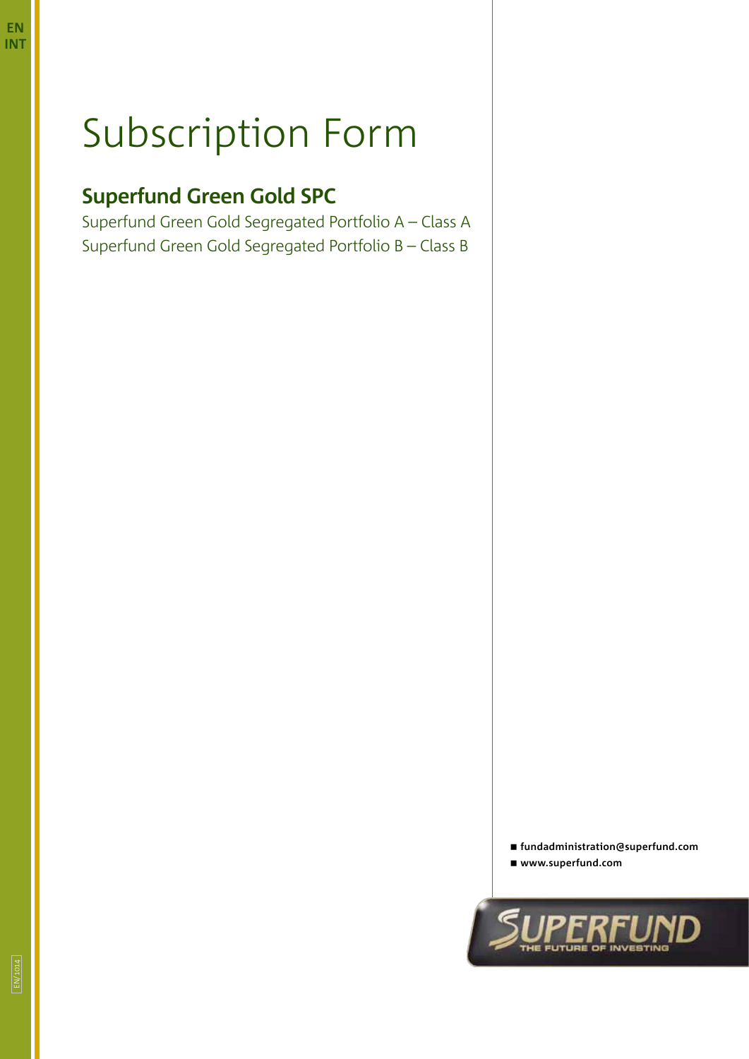EN
INT

# Subscription Form

## Superfund Green Gold SPC

Superfund Green Gold Segregated Portfolio A – Class A
Superfund Green Gold Segregated Portfolio B – Class B

- fundadministration@superfund.com
- www.superfund.com

EN/1014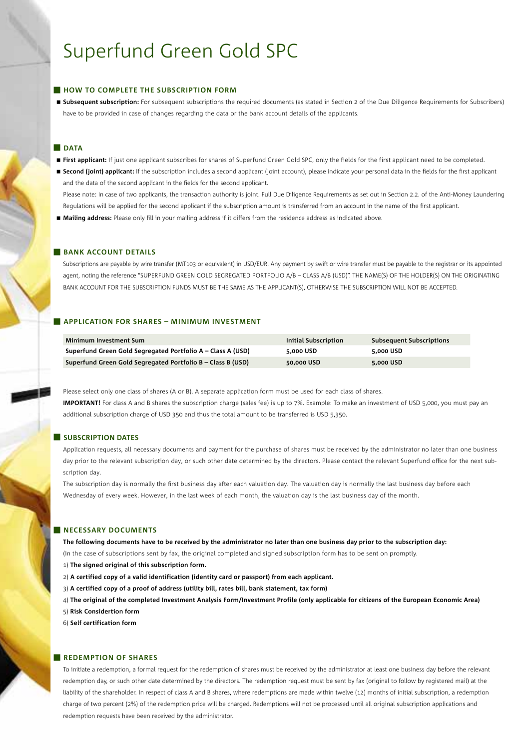# Superfund Green Gold SPC

## HOW TO COMPLETE THE SUBSCRIPTION FORM

- **Subsequent subscription:** For subsequent subscriptions the required documents (as stated in Section 2 of the Due Diligence Requirements for Subscribers) have to be provided in case of changes regarding the data or the bank account details of the applicants.

## DATA

- **First applicant:** If just one applicant subscribes for shares of Superfund Green Gold SPC, only the fields for the first applicant need to be completed.
- **Second (joint) applicant:** If the subscription includes a second applicant (joint account), please indicate your personal data in the fields for the first applicant and the data of the second applicant in the fields for the second applicant.

  Please note: In case of two applicants, the transaction authority is joint. Full Due Diligence Requirements as set out in Section 2.2. of the Anti-Money Laundering Regulations will be applied for the second applicant if the subscription amount is transferred from an account in the name of the first applicant.
- **Mailing address:** Please only fill in your mailing address if it differs from the residence address as indicated above.

## BANK ACCOUNT DETAILS

Subscriptions are payable by wire transfer (MT103 or equivalent) in USD/EUR. Any payment by swift or wire transfer must be payable to the registrar or its appointed agent, noting the reference "SUPERFUND GREEN GOLD SEGREGATED PORTFOLIO A/B – CLASS A/B (USD)". THE NAME(S) OF THE HOLDER(S) ON THE ORIGINATING BANK ACCOUNT FOR THE SUBSCRIPTION FUNDS MUST BE THE SAME AS THE APPLICANT(S), OTHERWISE THE SUBSCRIPTION WILL NOT BE ACCEPTED.

## APPLICATION FOR SHARES – MINIMUM INVESTMENT

| Minimum Investment Sum | Initial Subscription | Subsequent Subscriptions |
|---|---|---|
| **Superfund Green Gold Segregated Portfolio A – Class A (USD)** | **5,000 USD** | **5,000 USD** |
| **Superfund Green Gold Segregated Portfolio B – Class B (USD)** | **50,000 USD** | **5,000 USD** |

Please select only one class of shares (A or B). A separate application form must be used for each class of shares.

**IMPORTANT!** For class A and B shares the subscription charge (sales fee) is up to 7%. Example: To make an investment of USD 5,000, you must pay an additional subscription charge of USD 350 and thus the total amount to be transferred is USD 5,350.

## SUBSCRIPTION DATES

Application requests, all necessary documents and payment for the purchase of shares must be received by the administrator no later than one business day prior to the relevant subscription day, or such other date determined by the directors. Please contact the relevant Superfund office for the next subscription day.

The subscription day is normally the first business day after each valuation day. The valuation day is normally the last business day before each Wednesday of every week. However, in the last week of each month, the valuation day is the last business day of the month.

## NECESSARY DOCUMENTS

**The following documents have to be received by the administrator no later than one business day prior to the subscription day:**

(In the case of subscriptions sent by fax, the original completed and signed subscription form has to be sent on promptly.

1) **The signed original of this subscription form.**

2) **A certified copy of a valid identification (identity card or passport) from each applicant.**

3) **A certified copy of a proof of address (utility bill, rates bill, bank statement, tax form)**

4) **The original of the completed Investment Analysis Form/Investment Profile (only applicable for citizens of the European Economic Area)**

5) **Risk Considertion form**

6) **Self certification form**

## REDEMPTION OF SHARES

To initiate a redemption, a formal request for the redemption of shares must be received by the administrator at least one business day before the relevant redemption day, or such other date determined by the directors. The redemption request must be sent by fax (original to follow by registered mail) at the liability of the shareholder. In respect of class A and B shares, where redemptions are made within twelve (12) months of initial subscription, a redemption charge of two percent (2%) of the redemption price will be charged. Redemptions will not be processed until all original subscription applications and redemption requests have been received by the administrator.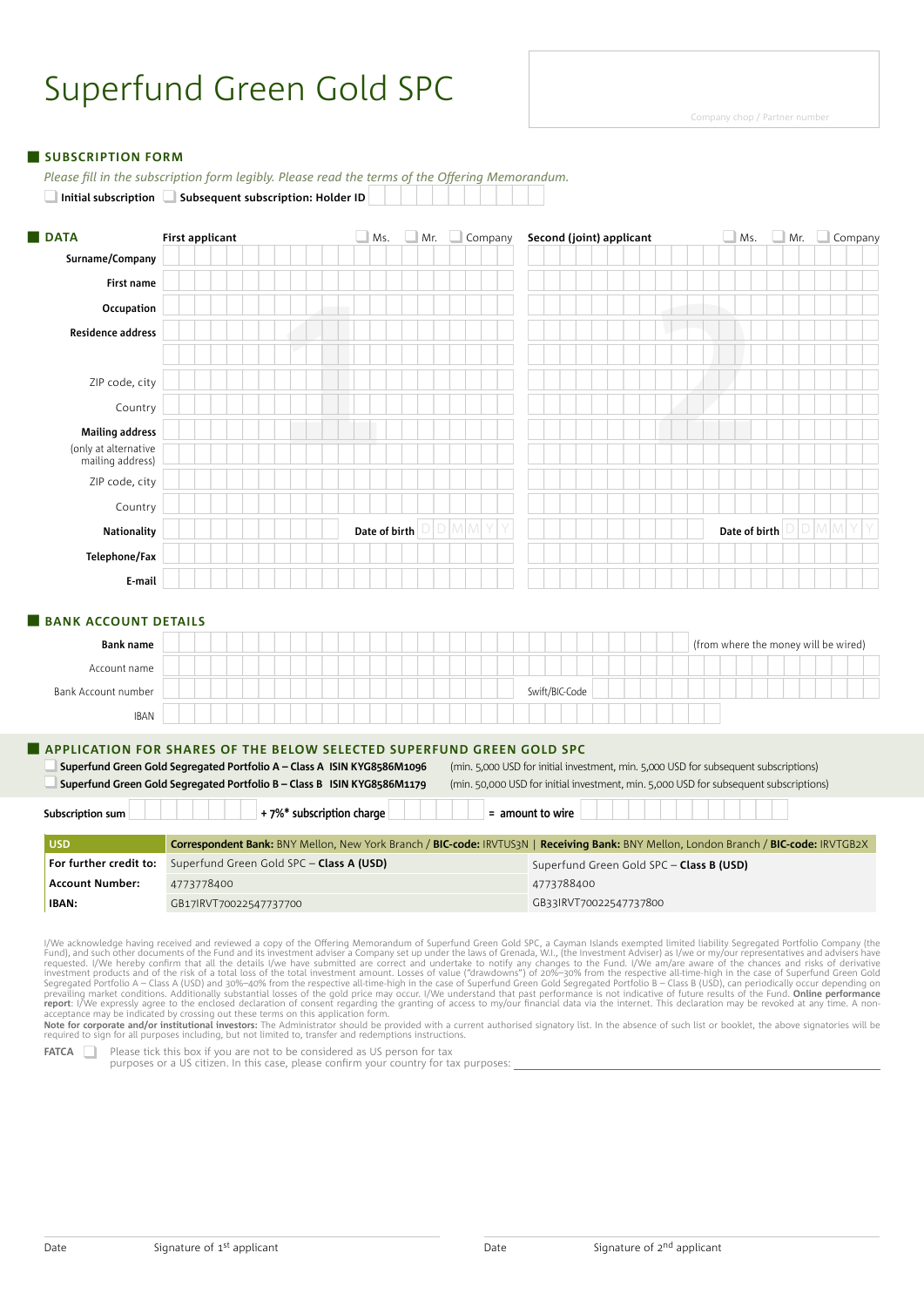# Superfund Green Gold SPC

Company chop / Partner number

## SUBSCRIPTION FORM

*Please fill in the subscription form legibly. Please read the terms of the Offering Memorandum.*

☐ **Initial subscription** ☐ **Subsequent subscription: Holder ID**

## DATA

| | **First applicant** ☐ Ms. ☐ Mr. ☐ Company | **Second (joint) applicant** ☐ Ms. ☐ Mr. ☐ Company |
|---|---|---|
| **Surname/Company** | | |
| **First name** | | |
| **Occupation** | | |
| **Residence address** | | |
| | | |
| ZIP code, city | | |
| Country | | |
| **Mailing address** (only at alternative mailing address) | | |
| | | |
| ZIP code, city | | |
| Country | | |
| **Nationality** | **Date of birth** D D M M Y Y | **Date of birth** D D M M Y Y |
| **Telephone/Fax** | | |
| **E-mail** | | |

## BANK ACCOUNT DETAILS

| | | |
|---|---|---|
| **Bank name** | | (from where the money will be wired) |
| Account name | | |
| Bank Account number | | Swift/BIC-Code |
| IBAN | | |

## APPLICATION FOR SHARES OF THE BELOW SELECTED SUPERFUND GREEN GOLD SPC

☐ **Superfund Green Gold Segregated Portfolio A – Class A ISIN KYG8586M1096** (min. 5,000 USD for initial investment, min. 5,000 USD for subsequent subscriptions)

☐ **Superfund Green Gold Segregated Portfolio B – Class B ISIN KYG8586M1179** (min. 50,000 USD for initial investment, min. 5,000 USD for subsequent subscriptions)

**Subscription sum** ______ **+ 7%\* subscription charge** ______ **= amount to wire** ______

| **USD** | **Correspondent Bank:** BNY Mellon, New York Branch / **BIC-code:** IRVTUS3N \| **Receiving Bank:** BNY Mellon, London Branch / **BIC-code:** IRVTGB2X | |
|---|---|---|
| **For further credit to:** | Superfund Green Gold SPC – **Class A (USD)** | Superfund Green Gold SPC – **Class B (USD)** |
| **Account Number:** | 4773778400 | 4773788400 |
| **IBAN:** | GB17IRVT70022547737700 | GB33IRVT70022547737800 |

I/We acknowledge having received and reviewed a copy of the Offering Memorandum of Superfund Green Gold SPC, a Cayman Islands exempted limited liability Segregated Portfolio Company (the Fund), and such other documents of the Fund and its investment adviser a Company set up under the laws of Grenada, W.I., (the Investment Adviser) as I/we or my/our representatives and advisers have requested. I/We hereby confirm that all the details I/we have submitted are correct and undertake to notify any changes to the Fund. I/We am/are aware of the chances and risks of derivative investment products and of the risk of a total loss of the total investment amount. Losses of value ("drawdowns") of 20%–30% from the respective all-time-high in the case of Superfund Green Gold Segregated Portfolio A – Class A (USD) and 30%–40% from the respective all-time-high in the case of Superfund Green Gold Segregated Portfolio B – Class B (USD), can periodically occur depending on prevailing market conditions. Additionally substantial losses of the gold price may occur. I/We understand that past performance is not indicative of future results of the Fund. **Online performance report**: I/We expressly agree to the enclosed declaration of consent regarding the granting of access to my/our financial data via the internet. This declaration may be revoked at any time. A non-acceptance may be indicated by crossing out these terms on this application form.

**Note for corporate and/or institutional investors:** The Administrator should be provided with a current authorised signatory list. In the absence of such list or booklet, the above signatories will be required to sign for all purposes including, but not limited to, transfer and redemptions instructions.

**FATCA** ☐ Please tick this box if you are not to be considered as US person for tax purposes or a US citizen. In this case, please confirm your country for tax purposes: ______

Date ______ Signature of 1st applicant ______

Date ______ Signature of 2nd applicant ______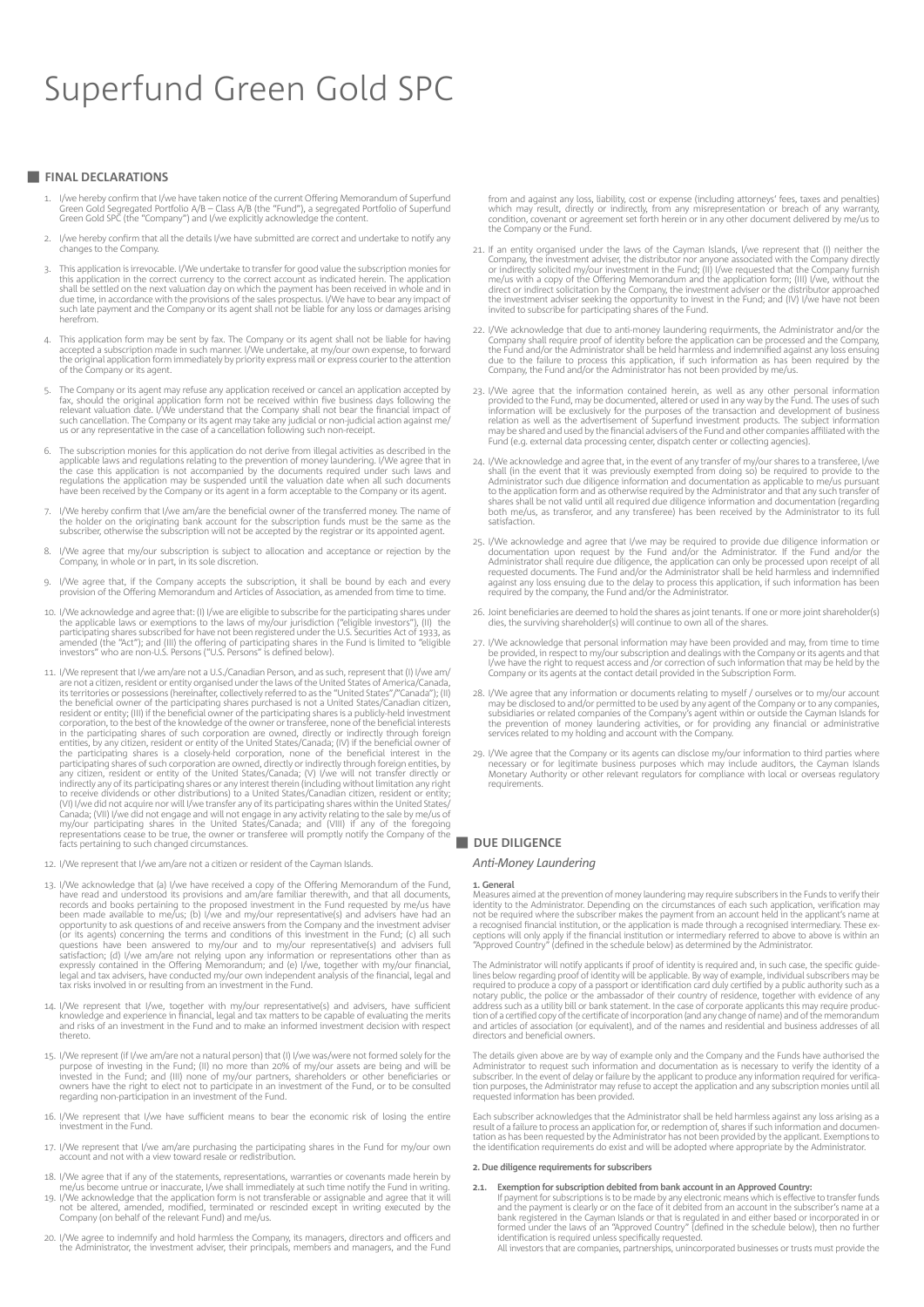# Superfund Green Gold SPC

## FINAL DECLARATIONS

1. I/we hereby confirm that I/we have taken notice of the current Offering Memorandum of Superfund Green Gold Segregated Portfolio A/B – Class A/B (the "Fund"), a segregated Portfolio of Superfund Green Gold SPC (the "Company") and I/we explicitly acknowledge the content.

2. I/we hereby confirm that all the details I/we have submitted are correct and undertake to notify any changes to the Company.

3. This application is irrevocable. I/We undertake to transfer for good value the subscription monies for this application in the correct currency to the correct account as indicated herein. The application shall be settled on the next valuation day on which the payment has been received in whole and in due time, in accordance with the provisions of the sales prospectus. I/We have to bear any impact of such late payment and the Company or its agent shall not be liable for any loss or damages arising herefrom.

4. This application form may be sent by fax. The Company or its agent shall not be liable for having accepted a subscription made in such manner. I/We undertake, at my/our own expense, to forward the original application form immediately by priority express mail or express courier to the attention of the Company or its agent.

5. The Company or its agent may refuse any application received or cancel an application accepted by fax, should the original application form not be received within five business days following the relevant valuation date. I/We understand that the Company shall not bear the financial impact of such cancellation. The Company or its agent may take any judicial or non-judicial action against me/us or any representative in the case of a cancellation following such non-receipt.

6. The subscription monies for this application do not derive from illegal activities as described in the applicable laws and regulations relating to the prevention of money laundering. I/We agree that in the case this application is not accompanied by the documents required under such laws and regulations the application may be suspended until the valuation date when all such documents have been received by the Company or its agent in a form acceptable to the Company or its agent.

7. I/We hereby confirm that I/we am/are the beneficial owner of the transferred money. The name of the holder on the originating bank account for the subscription funds must be the same as the subscriber, otherwise the subscription will not be accepted by the registrar or its appointed agent.

8. I/We agree that my/our subscription is subject to allocation and acceptance or rejection by the Company, in whole or in part, in its sole discretion.

9. I/We agree that, if the Company accepts the subscription, it shall be bound by each and every provision of the Offering Memorandum and Articles of Association, as amended from time to time.

10. I/We acknowledge and agree that: (I) I/we are eligible to subscribe for the participating shares under the applicable laws or exemptions to the laws of my/our jurisdiction ("eligible investors"), (II) the participating shares subscribed for have not been registered under the U.S. Securities Act of 1933, as amended (the "Act"); and (III) the offering of participating shares in the Fund is limited to "eligible investors" who are non-U.S. Persons ("U.S. Persons" is defined below).

11. I/We represent that I/we am/are not a U.S./Canadian Person, and as such, represent that (I) I/we am/are not a citizen, resident or entity organised under the laws of the United States of America/Canada, its territories or possessions (hereinafter, collectively referred to as the "United States"/"Canada"); (II) the beneficial owner of the participating shares purchased is not a United States/Canadian citizen, resident or entity; (III) if the beneficial owner of the participating shares is a publicly-held investment corporation, to the best of the knowledge of the owner or transferee, none of the beneficial interests in the participating shares of such corporation are owned, directly or indirectly through foreign entities, by any citizen, resident or entity of the United States/Canada; (IV) if the beneficial owner of the participating shares is a closely-held corporation, none of the beneficial interest in the participating shares of such corporation are owned, directly or indirectly through foreign entities, by any citizen, resident or entity of the United States/Canada; (V) I/we will not transfer directly or indirectly any of its participating shares or any interest therein (including without limitation any right to receive dividends or other distributions) to a United States/Canadian citizen, resident or entity; (VI) I/we did not acquire nor will I/we transfer any of its participating shares within the United States/Canada; (VII) I/we did not engage and will not engage in any activity relating to the sale by me/us of my/our participating shares in the United States/Canada; and (VIII) if any of the foregoing representations cease to be true, the owner or transferee will promptly notify the Company of the facts pertaining to such changed circumstances.

12. I/We represent that I/we am/are not a citizen or resident of the Cayman Islands.

13. I/We acknowledge that (a) I/we have received a copy of the Offering Memorandum of the Fund, have read and understood its provisions and am/are familiar therewith, and that all documents, records and books pertaining to the proposed investment in the Fund requested by me/us have been made available to me/us; (b) I/we and my/our representative(s) and advisers have had an opportunity to ask questions of and receive answers from the Company and the investment adviser (or its agents) concerning the terms and conditions of this investment in the Fund; (c) all such questions have been answered to my/our and to my/our representative(s) and advisers full satisfaction; (d) I/we am/are not relying upon any information or representations other than as expressly contained in the Offering Memorandum; and (e) I/we, together with my/our financial, legal and tax advisers, have conducted my/our own independent analysis of the financial, legal and tax risks involved in or resulting from an investment in the Fund.

14. I/We represent that I/we, together with my/our representative(s) and advisers, have sufficient knowledge and experience in financial, legal and tax matters to be capable of evaluating the merits and risks of an investment in the Fund and to make an informed investment decision with respect thereto.

15. I/We represent (if I/we am/are not a natural person) that (I) I/we was/were not formed solely for the purpose of investing in the Fund; (II) no more than 20% of my/our assets are being and will be invested in the Fund; and (III) none of my/our partners, shareholders or other beneficiaries or owners have the right to elect not to participate in an investment of the Fund, or to be consulted regarding non-participation in an investment of the Fund.

16. I/We represent that I/we have sufficient means to bear the economic risk of losing the entire investment in the Fund.

17. I/We represent that I/we am/are purchasing the participating shares in the Fund for my/our own account and not with a view toward resale or redistribution.

18. I/We agree that if any of the statements, representations, warranties or covenants made herein by me/us become untrue or inaccurate, I/we shall immediately at such time notify the Fund in writing.

19. I/We acknowledge that the application form is not transferable or assignable and agree that it will not be altered, amended, modified, terminated or rescinded except in writing executed by the Company (on behalf of the relevant Fund) and me/us.

20. I/We agree to indemnify and hold harmless the Company, its managers, directors and officers and the Administrator, the investment adviser, their principals, members and managers, and the Fund from and against any loss, liability, cost or expense (including attorneys' fees, taxes and penalties) which may result, directly or indirectly, from any misrepresentation or breach of any warranty, condition, covenant or agreement set forth herein or in any other document delivered by me/us to the Company or the Fund.

21. If an entity organised under the laws of the Cayman Islands, I/we represent that (I) neither the Company, the investment adviser, the distributor nor anyone associated with the Company directly or indirectly solicited my/our investment in the Fund; (II) I/we requested that the Company furnish me/us with a copy of the Offering Memorandum and the application form; (III) I/we, without the direct or indirect solicitation by the Company, the investment adviser or the distributor approached the investment adviser seeking the opportunity to invest in the Fund; and (IV) I/we have not been invited to subscribe for participating shares of the Fund.

22. I/We acknowledge that due to anti-money laundering requirments, the Administrator and/or the Company shall require proof of identity before the application can be processed and the Company, the Fund and/or the Administrator shall be held harmless and indemnified against any loss ensuing due to the failure to process this application, if such information as has been required by the Company, the Fund and/or the Administrator has not been provided by me/us.

23. I/We agree that the information contained herein, as well as any other personal information provided to the Fund, may be documented, altered or used in any way by the Fund. The uses of such information will be exclusively for the purposes of the transaction and development of business relation as well as the advertisement of Superfund investment products. The subject information may be shared and used by the financial advisers of the Fund and other companies affiliated with the Fund (e.g. external data processing center, dispatch center or collecting agencies).

24. I/We acknowledge and agree that, in the event of any transfer of my/our shares to a transferee, I/we shall (in the event that it was previously exempted from doing so) be required to provide to the Administrator such due diligence information and documentation as applicable to me/us pursuant to the application form and as otherwise required by the Administrator and that any such transfer of shares shall be not valid until all required due diligence information and documentation (regarding both me/us, as transferor, and any transferee) has been received by the Administrator to its full satisfaction.

25. I/We acknowledge and agree that I/we may be required to provide due diligence information or documentation upon request by the Fund and/or the Administrator. If the Fund and/or the Administrator shall require due diligence, the application can only be processed upon receipt of all requested documents. The Fund and/or the Administrator shall be held harmless and indemnified against any loss ensuing due to the delay to process this application, if such information has been required by the company, the Fund and/or the Administrator.

26. Joint beneficiaries are deemed to hold the shares as joint tenants. If one or more joint shareholder(s) dies, the surviving shareholder(s) will continue to own all of the shares.

27. I/We acknowledge that personal information may have been provided and may, from time to time be provided, in respect to my/our subscription and dealings with the Company or its agents and that I/we have the right to request access and /or correction of such information that may be held by the Company or its agents at the contact detail provided in the Subscription Form.

28. I/We agree that any information or documents relating to myself / ourselves or to my/our account may be disclosed to and/or permitted to be used by any agent of the Company or to any companies, subsidiaries or related companies of the Company's agent within or outside the Cayman Islands for the prevention of money laundering activities, or for providing any financial or administrative services related to my holding and account with the Company.

29. I/We agree that the Company or its agents can disclose my/our information to third parties where necessary or for legitimate business purposes which may include auditors, the Cayman Islands Monetary Authority or other relevant regulators for compliance with local or overseas regulatory requirements.

## DUE DILIGENCE

### *Anti-Money Laundering*

**1. General**

Measures aimed at the prevention of money laundering may require subscribers in the Funds to verify their identity to the Administrator. Depending on the circumstances of each such application, verification may not be required where the subscriber makes the payment from an account held in the applicant's name at a recognised financial institution, or the application is made through a recognised intermediary. These exceptions will only apply if the financial institution or intermediary referred to above to above is within an "Approved Country" (defined in the schedule below) as determined by the Administrator.

The Administrator will notify applicants if proof of identity is required and, in such case, the specific guidelines below regarding proof of identity will be applicable. By way of example, individual subscribers may be required to produce a copy of a passport or identification card duly certified by a public authority such as a notary public, the police or the ambassador of their country of residence, together with evidence of any address such as a utility bill or bank statement. In the case of corporate applicants this may require production of a certified copy of the certificate of incorporation (and any change of name) and of the memorandum and articles of association (or equivalent), and of the names and residential and business addresses of all directors and beneficial owners.

The details given above are by way of example only and the Company and the Funds have authorised the Administrator to request such information and documentation as is necessary to verify the identity of a subscriber. In the event of delay or failure by the applicant to produce any information required for verification purposes, the Administrator may refuse to accept the application and any subscription monies until all requested information has been provided.

Each subscriber acknowledges that the Administrator shall be held harmless against any loss arising as a result of a failure to process an application for, or redemption of, shares if such information and documentation as has been requested by the Administrator has not been provided by the applicant. Exemptions to the identification requirements do exist and will be adopted where appropriate by the Administrator.

**2. Due diligence requirements for subscribers**

**2.1. Exemption for subscription debited from bank account in an Approved Country:**

If payment for subscriptions is to be made by any electronic means which is effective to transfer funds and the payment is clearly or on the face of it debited from an account in the subscriber's name at a bank registered in the Cayman Islands or that is regulated in and either based or incorporated in or formed under the laws of an "Approved Country" (defined in the schedule below), then no further identification is required unless specifically requested.

All investors that are companies, partnerships, unincorporated businesses or trusts must provide the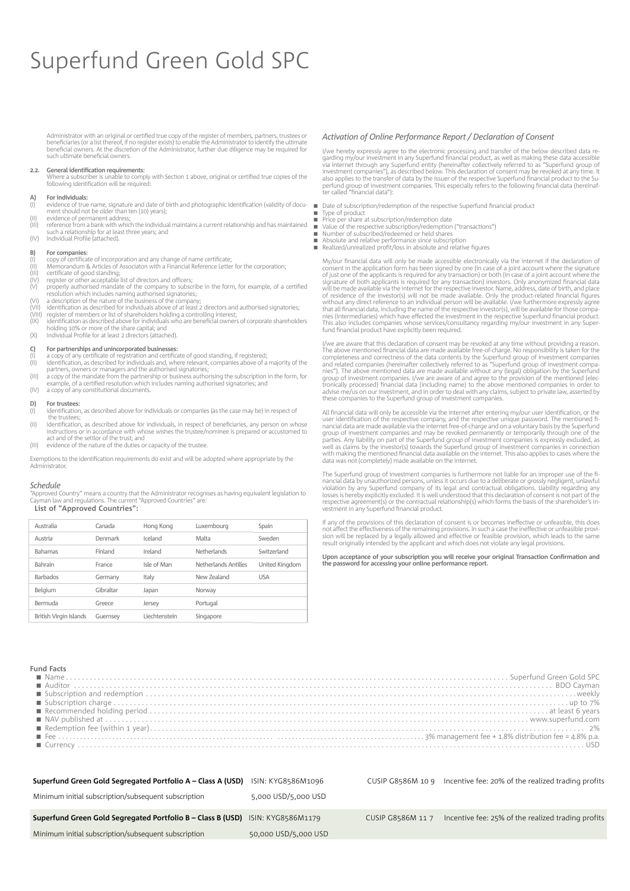# Superfund Green Gold SPC

Administrator with an original or certified true copy of the register of members, partners, trustees or beneficiaries (or a list thereof, if no register exists) to enable the Administrator to identify the ultimate beneficial owners. At the discretion of the Administrator, further due diligence may be required for such ultimate beneficial owners.

**2.2. General identification requirements:**
Where a subscriber is unable to comply with Section 1 above, original or certified true copies of the following identification will be required:

**A) For individuals:**
(I) evidence of true name, signature and date of birth and photographic identification (validity of document should not be older than ten (10) years);
(II) evidence of permanent address;
(III) reference from a bank with which the individual maintains a current relationship and has maintained such a relationship for at least three years; and
(IV) Individual Profile (attached).

**B) For companies:**
(I) copy of certificate of incorporation and any change of name certificate;
(II) Memorandum & Articles of Associaton with a Financial Reference Letter for the corporation;
(III) certificate of good standing;
(IV) register or other acceptable list of directors and officers;
(V) properly authorised mandate of the company to subscribe in the form, for example, of a certified resolution which includes naming authorised signatories;
(VI) a description of the nature of the business of the company;
(VII) identification as described for individuals above of at least 2 directors and authorised signatories;
(VIII) register of members or list of shareholders holding a controlling interest;
(IX) identification as described above for individuals who are beneficial owners of corporate shareholders holding 10% or more of the share capital; and
(X) Individual Profile for at least 2 directors (attached).

**C) For partnerships and unincorporated businesses:**
(I) a copy of any certificate of registration and certificate of good standing, if registered;
(II) identification, as described for individuals and, where relevant, companies above of a majority of the partners, owners or managers and the authorised signatories;
(III) a copy of the mandate from the partnership or business authorising the subscription in the form, for example, of a certified resolution which includes naming authorised signatories; and
(IV) a copy of any constitutional documents.

**D) For trustees:**
(I) identification, as described above for individuals or companies (as the case may be) in respect of the trustees;
(II) identification, as described above for individuals, in respect of beneficiaries, any person on whose instructions or in accordance with whose wishes the trustee/nominee is prepared or accustomed to act and of the settlor of the trust; and
(III) evidence of the nature of the duties or capacity of the trustee.

Exemptions to the identification requirements do exist and will be adopted where appropriate by the Administrator.

*Schedule*
"Approved Country" means a country that the Administrator recognises as having equivalent legislation to Cayman law and regulations. The current "Approved Countries" are:

**List of "Approved Countries":**

| | | | | |
|---|---|---|---|---|
| Australia | Canada | Hong Kong | Luxembourg | Spain |
| Austria | Denmark | Iceland | Malta | Sweden |
| Bahamas | Finland | Ireland | Netherlands | Switzerland |
| Bahrain | France | Isle of Man | Netherlands Antilles | United Kingdom |
| Barbados | Germany | Italy | New Zealand | USA |
| Belgium | Gibraltar | Japan | Norway | |
| Bermuda | Greece | Jersey | Portugal | |
| British Virgin Islands | Guernsey | Liechtenstein | Singapore | |

*Activation of Online Performance Report / Declaration of Consent*

I/we hereby expressly agree to the electronic processing and transfer of the below described data regarding my/our investment in any Superfund financial product, as well as making these data accessible via internet through any Superfund entity (hereinafter collectively referred to as "Superfund group of investment companies"), as described below. This declaration of consent may be revoked at any time. It also applies to the transfer of data by the issuer of the respective Superfund financial product to the Superfund group of investment companies. This especially refers to the following financial data (hereinafter called "financial data"):

- Date of subscription/redemption of the respective Superfund financial product
- Type of product
- Price per share at subscription/redemption date
- Value of the respective subscription/redemption ("transactions")
- Number of subscribed/redeemed or held shares
- Absolute and relative performance since subscription
- Realized/unrealized profit/loss in absolute and relative figures

My/our financial data will only be made accessible electronically via the internet if the declaration of consent in the application form has been signed by one (in case of a joint account where the signature of just one of the applicants is required for any transaction) or both (in case of a joint account where the signature of both applicants is required for any transaction) investors. Only anonymized financial data will be made available via the internet for the respective investor. Name, address, date of birth, and place of residence of the investor(s) will not be made available. Only the product-related financial figures without any direct reference to an individual person will be available. I/we furthermore expressly agree that all financial data, including the name of the respective investor(s), will be available for those companies (intermediaries) which have effected the investment in the respective Superfund financial product. This also includes companies whose services/consultancy regarding my/our investment in any Superfund financial product have explicitly been required.

I/we are aware that this declaration of consent may be revoked at any time without providing a reason. The above mentioned financial data are made available free-of-charge. No responsibility is taken for the completeness and correctness of the data contents by the Superfund group of investment companies and related companies (hereinafter collectively referred to as "Superfund group of investment companies"). The above mentioned data are made available without any (legal) obligation by the Superfund group of investment companies. I/we are aware of and agree to the provision of the mentioned (electronically processed) financial data (including name) to the above mentioned companies in order to advise me/us on our investment, and in order to deal with any claims, subject to private law, asserted by these companies to the Superfund group of investment companies.

All financial data will only be accessible via the internet after entering my/our user identification, or the user identification of the respective company, and the respective unique password. The mentioned financial data are made available via the internet free-of-charge and on a voluntary basis by the Superfund group of investment companies and may be revoked permanently or temporarily through one of the parties. Any liability on part of the Superfund group of investment companies is expressly excluded, as well as claims by the investor(s) towards the Superfund group of investment companies in connection with making the mentioned financial data available on the internet. This also applies to cases where the data was not (completely) made available on the internet.

The Superfund group of investment companies is furthermore not liable for an improper use of the financial data by unauthorized persons, unless it occurs due to a deliberate or grossly negligent, unlawful violation by any Superfund company of its legal and contractual obligations. Liability regarding any losses is hereby explicitly excluded. It is well understood that this declaration of consent is not part of the respective agreement(s) or the contractual relationship(s) which forms the basis of the shareholder's investment in any Superfund financial product.

If any of the provisions of this declaration of consent is or becomes ineffective or unfeasible, this does not affect the effectiveness of the remaining provisions. In such a case the ineffective or unfeasible provision will be replaced by a legally allowed and effective or feasible provision, which leads to the same result originally intended by the applicant and which does not violate any legal provisions.

**Upon acceptance of your subscription you will receive your original Transaction Confirmation and the password for accessing your online performance report.**

**Fund Facts**

- Name ........ Superfund Green Gold SPC
- Auditor ........ BDO Cayman
- Subscription and redemption ........ weekly
- Subscription charge ........ up to 7%
- Recommended holding period ........ at least 6 years
- NAV published at ........ www.superfund.com
- Redemption fee (within 1 year) ........ 2%
- Fee ........ 3% management fee + 1.8% distribution fee = 4.8% p.a.
- Currency ........ USD

| | | | |
|---|---|---|---|
| **Superfund Green Gold Segregated Portfolio A – Class A (USD)** | ISIN: KYG8586M1096 | CUSIP G8586M 10 9 | Incentive fee: 20% of the realized trading profits |
| Minimum initial subscription/subsequent subscription | 5,000 USD/5,000 USD | | |
| **Superfund Green Gold Segregated Portfolio B – Class B (USD)** | ISIN: KYG8586M1179 | CUSIP G8586M 11 7 | Incentive fee: 25% of the realized trading profits |
| Minimum initial subscription/subsequent subscription | 50,000 USD/5,000 USD | | |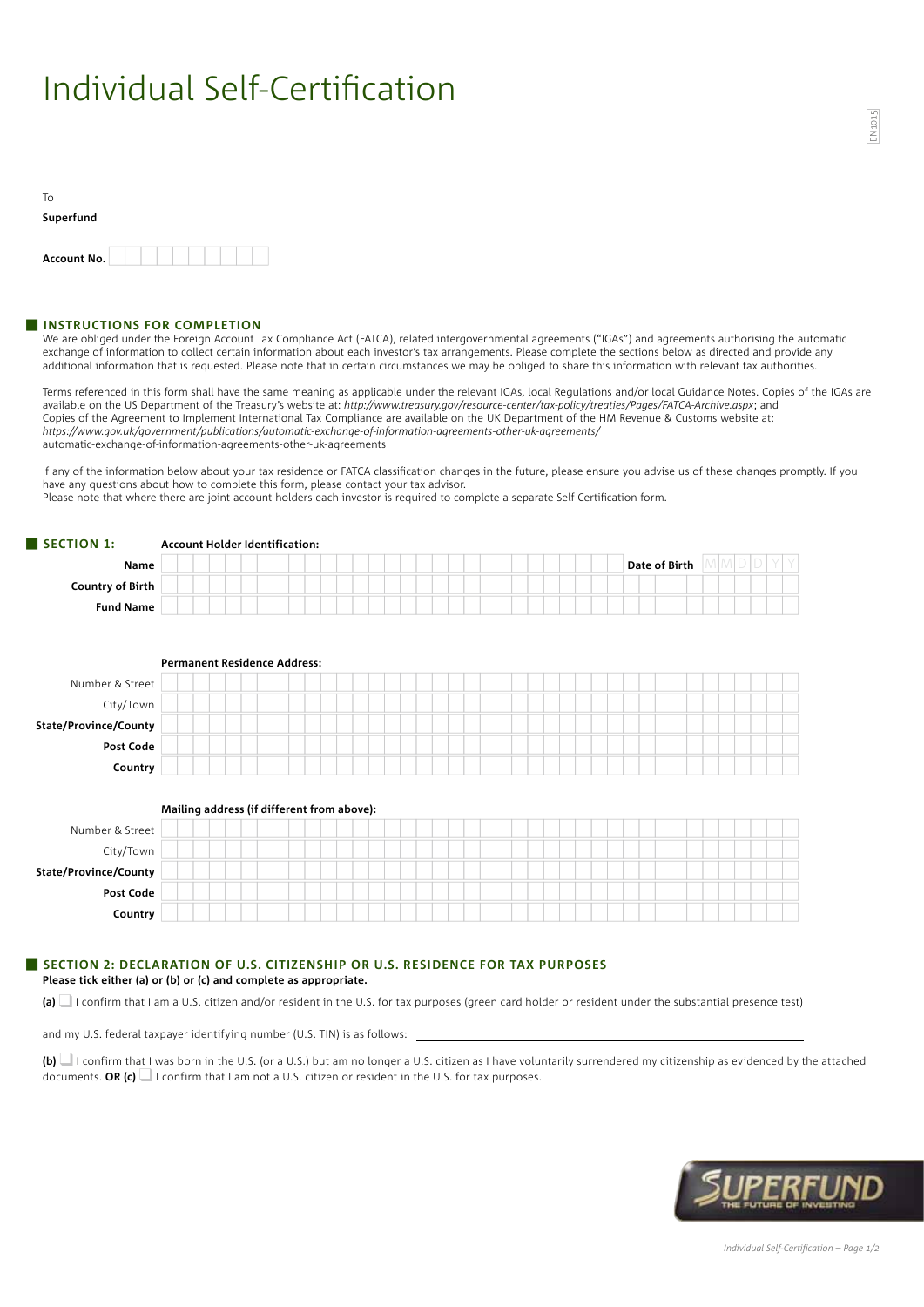# Individual Self-Certification

EN1015

To

**Superfund**

**Account No.** 

## INSTRUCTIONS FOR COMPLETION

We are obliged under the Foreign Account Tax Compliance Act (FATCA), related intergovernmental agreements ("IGAs") and agreements authorising the automatic exchange of information to collect certain information about each investor's tax arrangements. Please complete the sections below as directed and provide any additional information that is requested. Please note that in certain circumstances we may be obliged to share this information with relevant tax authorities.

Terms referenced in this form shall have the same meaning as applicable under the relevant IGAs, local Regulations and/or local Guidance Notes. Copies of the IGAs are available on the US Department of the Treasury's website at: *http://www.treasury.gov/resource-center/tax-policy/treaties/Pages/FATCA-Archive.aspx*; and Copies of the Agreement to Implement International Tax Compliance are available on the UK Department of the HM Revenue & Customs website at: *https://www.gov.uk/government/publications/automatic-exchange-of-information-agreements-other-uk-agreements/* automatic-exchange-of-information-agreements-other-uk-agreements

If any of the information below about your tax residence or FATCA classification changes in the future, please ensure you advise us of these changes promptly. If you have any questions about how to complete this form, please contact your tax advisor.
Please note that where there are joint account holders each investor is required to complete a separate Self-Certification form.

## SECTION 1: Account Holder Identification:

**Name** | **Date of Birth** MMDDYY

**Country of Birth**

**Fund Name**

**Permanent Residence Address:**

Number & Street

City/Town

**State/Province/County**

**Post Code**

**Country**

**Mailing address (if different from above):**

Number & Street

City/Town

**State/Province/County**

**Post Code**

**Country**

## SECTION 2: DECLARATION OF U.S. CITIZENSHIP OR U.S. RESIDENCE FOR TAX PURPOSES

**Please tick either (a) or (b) or (c) and complete as appropriate.**

**(a)** ☐ I confirm that I am a U.S. citizen and/or resident in the U.S. for tax purposes (green card holder or resident under the substantial presence test)

and my U.S. federal taxpayer identifying number (U.S. TIN) is as follows: ______________________________

**(b)** ☐ I confirm that I was born in the U.S. (or a U.S.) but am no longer a U.S. citizen as I have voluntarily surrendered my citizenship as evidenced by the attached documents. **OR (c)** ☐ I confirm that I am not a U.S. citizen or resident in the U.S. for tax purposes.

SUPERFUND THE FUTURE OF INVESTING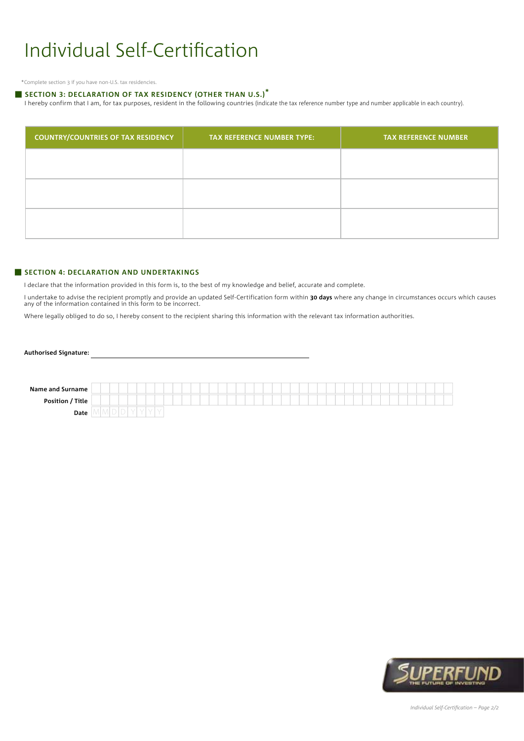# Individual Self-Certification

*Complete section 3 if you have non-U.S. tax residencies.

## SECTION 3: DECLARATION OF TAX RESIDENCY (OTHER THAN U.S.)*

I hereby confirm that I am, for tax purposes, resident in the following countries (indicate the tax reference number type and number applicable in each country).

| COUNTRY/COUNTRIES OF TAX RESIDENCY | TAX REFERENCE NUMBER TYPE: | TAX REFERENCE NUMBER |
|---|---|---|
| | | |
| | | |
| | | |

## SECTION 4: DECLARATION AND UNDERTAKINGS

I declare that the information provided in this form is, to the best of my knowledge and belief, accurate and complete.

I undertake to advise the recipient promptly and provide an updated Self-Certification form within **30 days** where any change in circumstances occurs which causes any of the information contained in this form to be incorrect.

Where legally obliged to do so, I hereby consent to the recipient sharing this information with the relevant tax information authorities.

**Authorised Signature:** ______________________________

**Name and Surname**

**Position / Title**

**Date** M M D D Y Y Y Y

SUPERFUND THE FUTURE OF INVESTING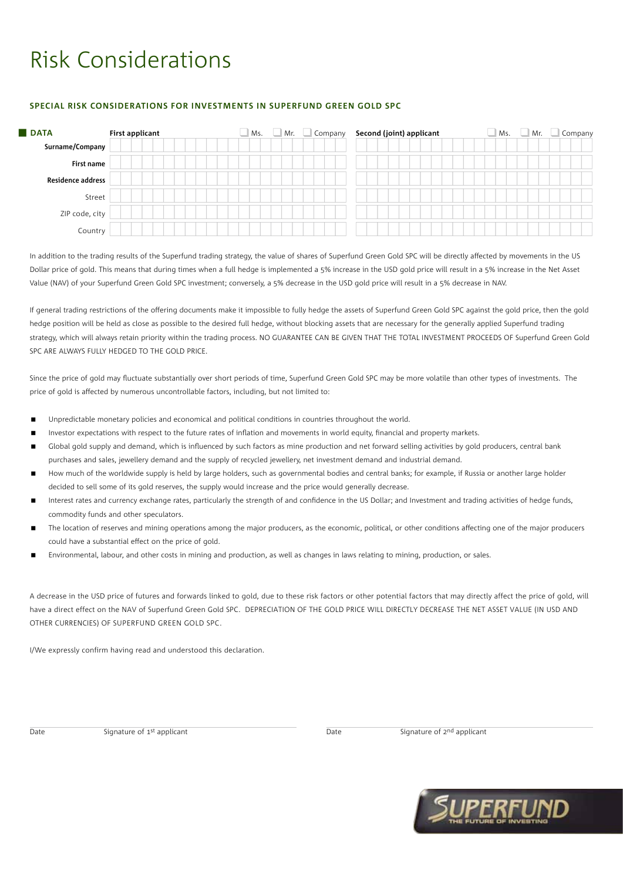# Risk Considerations

## SPECIAL RISK CONSIDERATIONS FOR INVESTMENTS IN SUPERFUND GREEN GOLD SPC

| DATA | First applicant ☐ Ms. ☐ Mr. ☐ Company | Second (joint) applicant ☐ Ms. ☐ Mr. ☐ Company |
|---|---|---|
| **Surname/Company** | | |
| **First name** | | |
| **Residence address** | | |
| Street | | |
| ZIP code, city | | |
| Country | | |

In addition to the trading results of the Superfund trading strategy, the value of shares of Superfund Green Gold SPC will be directly affected by movements in the US Dollar price of gold. This means that during times when a full hedge is implemented a 5% increase in the USD gold price will result in a 5% increase in the Net Asset Value (NAV) of your Superfund Green Gold SPC investment; conversely, a 5% decrease in the USD gold price will result in a 5% decrease in NAV.

If general trading restrictions of the offering documents make it impossible to fully hedge the assets of Superfund Green Gold SPC against the gold price, then the gold hedge position will be held as close as possible to the desired full hedge, without blocking assets that are necessary for the generally applied Superfund trading strategy, which will always retain priority within the trading process. NO GUARANTEE CAN BE GIVEN THAT THE TOTAL INVESTMENT PROCEEDS OF Superfund Green Gold SPC ARE ALWAYS FULLY HEDGED TO THE GOLD PRICE.

Since the price of gold may fluctuate substantially over short periods of time, Superfund Green Gold SPC may be more volatile than other types of investments. The price of gold is affected by numerous uncontrollable factors, including, but not limited to:

- Unpredictable monetary policies and economical and political conditions in countries throughout the world.
- Investor expectations with respect to the future rates of inflation and movements in world equity, financial and property markets.
- Global gold supply and demand, which is influenced by such factors as mine production and net forward selling activities by gold producers, central bank purchases and sales, jewellery demand and the supply of recycled jewellery, net investment demand and industrial demand.
- How much of the worldwide supply is held by large holders, such as governmental bodies and central banks; for example, if Russia or another large holder decided to sell some of its gold reserves, the supply would increase and the price would generally decrease.
- Interest rates and currency exchange rates, particularly the strength of and confidence in the US Dollar; and Investment and trading activities of hedge funds, commodity funds and other speculators.
- The location of reserves and mining operations among the major producers, as the economic, political, or other conditions affecting one of the major producers could have a substantial effect on the price of gold.
- Environmental, labour, and other costs in mining and production, as well as changes in laws relating to mining, production, or sales.

A decrease in the USD price of futures and forwards linked to gold, due to these risk factors or other potential factors that may directly affect the price of gold, will have a direct effect on the NAV of Superfund Green Gold SPC. DEPRECIATION OF THE GOLD PRICE WILL DIRECTLY DECREASE THE NET ASSET VALUE (IN USD AND OTHER CURRENCIES) OF SUPERFUND GREEN GOLD SPC.

I/We expressly confirm having read and understood this declaration.

Date Signature of 1st applicant

Date Signature of 2nd applicant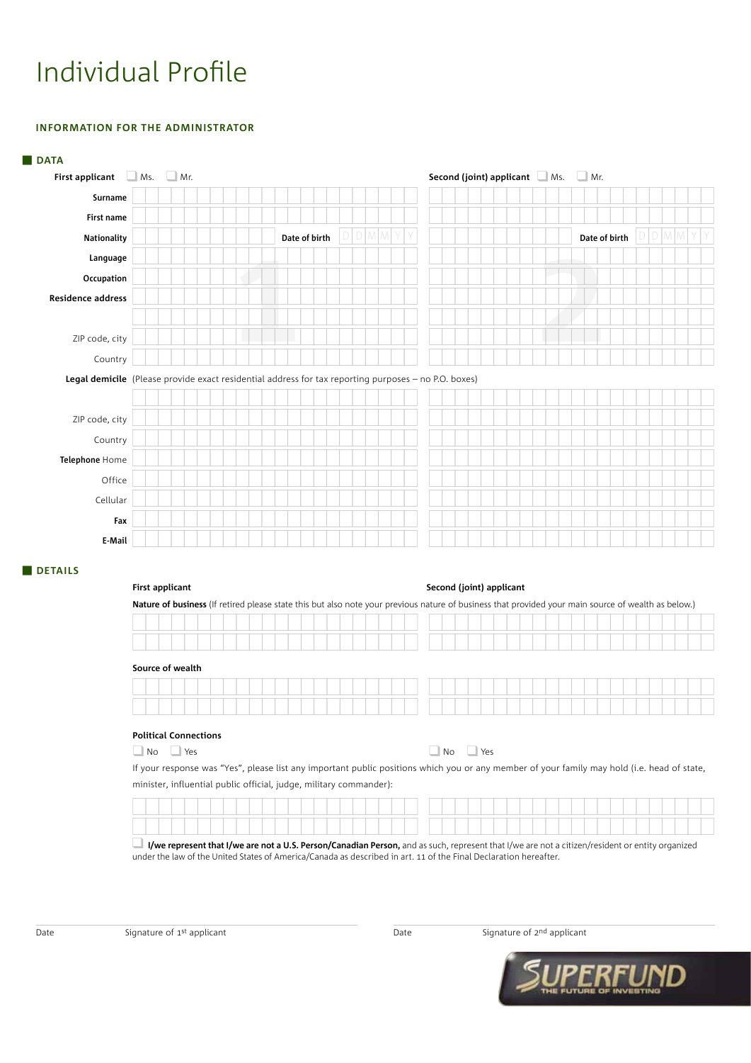# Individual Profile

## INFORMATION FOR THE ADMINISTRATOR

### DATA

| | First applicant ☐ Ms. ☐ Mr. | Second (joint) applicant ☐ Ms. ☐ Mr. |
|---|---|---|
| Surname | | |
| First name | | |
| Nationality | Date of birth D D M M Y Y | Date of birth D D M M Y Y |
| Language | | |
| Occupation | | |
| Residence address | | |
| | | |
| ZIP code, city | | |
| Country | | |

**Legal demicile** (Please provide exact residential address for tax reporting purposes – no P.O. boxes)

| | | |
|---|---|---|
| | | |
| ZIP code, city | | |
| Country | | |
| **Telephone** Home | | |
| Office | | |
| Cellular | | |
| **Fax** | | |
| **E-Mail** | | |

### DETAILS

**First applicant** | **Second (joint) applicant**

**Nature of business** (If retired please state this but also note your previous nature of business that provided your main source of wealth as below.)

**Source of wealth**

**Political Connections**

First applicant: ☐ No ☐ Yes

Second (joint) applicant: ☐ No ☐ Yes

If your response was "Yes", please list any important public positions which you or any member of your family may hold (i.e. head of state, minister, influential public official, judge, military commander):

☐ **I/we represent that I/we are not a U.S. Person/Canadian Person,** and as such, represent that I/we are not a citizen/resident or entity organized under the law of the United States of America/Canada as described in art. 11 of the Final Declaration hereafter.

Date Signature of 1st applicant

Date Signature of 2nd applicant

SUPERFUND THE FUTURE OF INVESTING